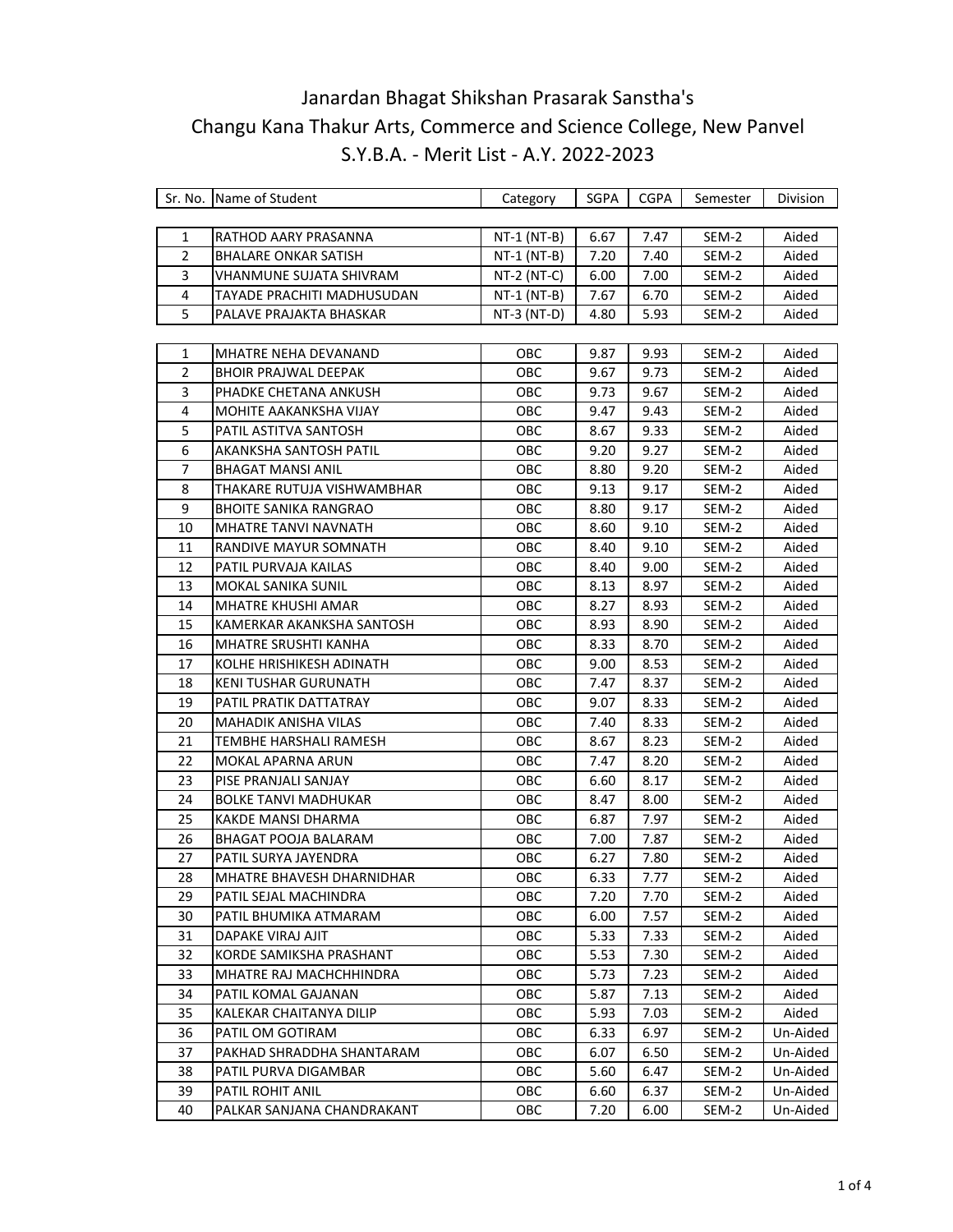# Janardan Bhagat Shikshan Prasarak Sanstha's

# Changu Kana Thakur Arts, Commerce and Science College, New Panvel

## S.Y.B.A. - Merit List - A.Y. 2022-2023

| Sr. No. | Name of Student | Category | SGPA | CGPA | Semester | Division |
|---|---|---|---|---|---|---|
| 1 | RATHOD AARY PRASANNA | NT-1 (NT-B) | 6.67 | 7.47 | SEM-2 | Aided |
| 2 | BHALARE ONKAR SATISH | NT-1 (NT-B) | 7.20 | 7.40 | SEM-2 | Aided |
| 3 | VHANMUNE SUJATA SHIVRAM | NT-2 (NT-C) | 6.00 | 7.00 | SEM-2 | Aided |
| 4 | TAYADE PRACHITI MADHUSUDAN | NT-1 (NT-B) | 7.67 | 6.70 | SEM-2 | Aided |
| 5 | PALAVE PRAJAKTA BHASKAR | NT-3 (NT-D) | 4.80 | 5.93 | SEM-2 | Aided |

| Sr. No. | Name of Student | Category | SGPA | CGPA | Semester | Division |
|---|---|---|---|---|---|---|
| 1 | MHATRE NEHA DEVANAND | OBC | 9.87 | 9.93 | SEM-2 | Aided |
| 2 | BHOIR PRAJWAL DEEPAK | OBC | 9.67 | 9.73 | SEM-2 | Aided |
| 3 | PHADKE CHETANA ANKUSH | OBC | 9.73 | 9.67 | SEM-2 | Aided |
| 4 | MOHITE AAKANKSHA VIJAY | OBC | 9.47 | 9.43 | SEM-2 | Aided |
| 5 | PATIL ASTITVA SANTOSH | OBC | 8.67 | 9.33 | SEM-2 | Aided |
| 6 | AKANKSHA SANTOSH PATIL | OBC | 9.20 | 9.27 | SEM-2 | Aided |
| 7 | BHAGAT MANSI ANIL | OBC | 8.80 | 9.20 | SEM-2 | Aided |
| 8 | THAKARE RUTUJA VISHWAMBHAR | OBC | 9.13 | 9.17 | SEM-2 | Aided |
| 9 | BHOITE SANIKA RANGRAO | OBC | 8.80 | 9.17 | SEM-2 | Aided |
| 10 | MHATRE TANVI NAVNATH | OBC | 8.60 | 9.10 | SEM-2 | Aided |
| 11 | RANDIVE MAYUR SOMNATH | OBC | 8.40 | 9.10 | SEM-2 | Aided |
| 12 | PATIL PURVAJA KAILAS | OBC | 8.40 | 9.00 | SEM-2 | Aided |
| 13 | MOKAL SANIKA SUNIL | OBC | 8.13 | 8.97 | SEM-2 | Aided |
| 14 | MHATRE KHUSHI AMAR | OBC | 8.27 | 8.93 | SEM-2 | Aided |
| 15 | KAMERKAR AKANKSHA SANTOSH | OBC | 8.93 | 8.90 | SEM-2 | Aided |
| 16 | MHATRE SRUSHTI KANHA | OBC | 8.33 | 8.70 | SEM-2 | Aided |
| 17 | KOLHE HRISHIKESH ADINATH | OBC | 9.00 | 8.53 | SEM-2 | Aided |
| 18 | KENI TUSHAR GURUNATH | OBC | 7.47 | 8.37 | SEM-2 | Aided |
| 19 | PATIL PRATIK DATTATRAY | OBC | 9.07 | 8.33 | SEM-2 | Aided |
| 20 | MAHADIK ANISHA VILAS | OBC | 7.40 | 8.33 | SEM-2 | Aided |
| 21 | TEMBHE HARSHALI RAMESH | OBC | 8.67 | 8.23 | SEM-2 | Aided |
| 22 | MOKAL APARNA ARUN | OBC | 7.47 | 8.20 | SEM-2 | Aided |
| 23 | PISE PRANJALI SANJAY | OBC | 6.60 | 8.17 | SEM-2 | Aided |
| 24 | BOLKE TANVI MADHUKAR | OBC | 8.47 | 8.00 | SEM-2 | Aided |
| 25 | KAKDE MANSI DHARMA | OBC | 6.87 | 7.97 | SEM-2 | Aided |
| 26 | BHAGAT POOJA BALARAM | OBC | 7.00 | 7.87 | SEM-2 | Aided |
| 27 | PATIL SURYA JAYENDRA | OBC | 6.27 | 7.80 | SEM-2 | Aided |
| 28 | MHATRE BHAVESH DHARNIDHAR | OBC | 6.33 | 7.77 | SEM-2 | Aided |
| 29 | PATIL SEJAL MACHINDRA | OBC | 7.20 | 7.70 | SEM-2 | Aided |
| 30 | PATIL BHUMIKA ATMARAM | OBC | 6.00 | 7.57 | SEM-2 | Aided |
| 31 | DAPAKE VIRAJ AJIT | OBC | 5.33 | 7.33 | SEM-2 | Aided |
| 32 | KORDE SAMIKSHA PRASHANT | OBC | 5.53 | 7.30 | SEM-2 | Aided |
| 33 | MHATRE RAJ MACHCHHINDRA | OBC | 5.73 | 7.23 | SEM-2 | Aided |
| 34 | PATIL KOMAL GAJANAN | OBC | 5.87 | 7.13 | SEM-2 | Aided |
| 35 | KALEKAR CHAITANYA DILIP | OBC | 5.93 | 7.03 | SEM-2 | Aided |
| 36 | PATIL OM GOTIRAM | OBC | 6.33 | 6.97 | SEM-2 | Un-Aided |
| 37 | PAKHAD SHRADDHA SHANTARAM | OBC | 6.07 | 6.50 | SEM-2 | Un-Aided |
| 38 | PATIL PURVA DIGAMBAR | OBC | 5.60 | 6.47 | SEM-2 | Un-Aided |
| 39 | PATIL ROHIT ANIL | OBC | 6.60 | 6.37 | SEM-2 | Un-Aided |
| 40 | PALKAR SANJANA CHANDRAKANT | OBC | 7.20 | 6.00 | SEM-2 | Un-Aided |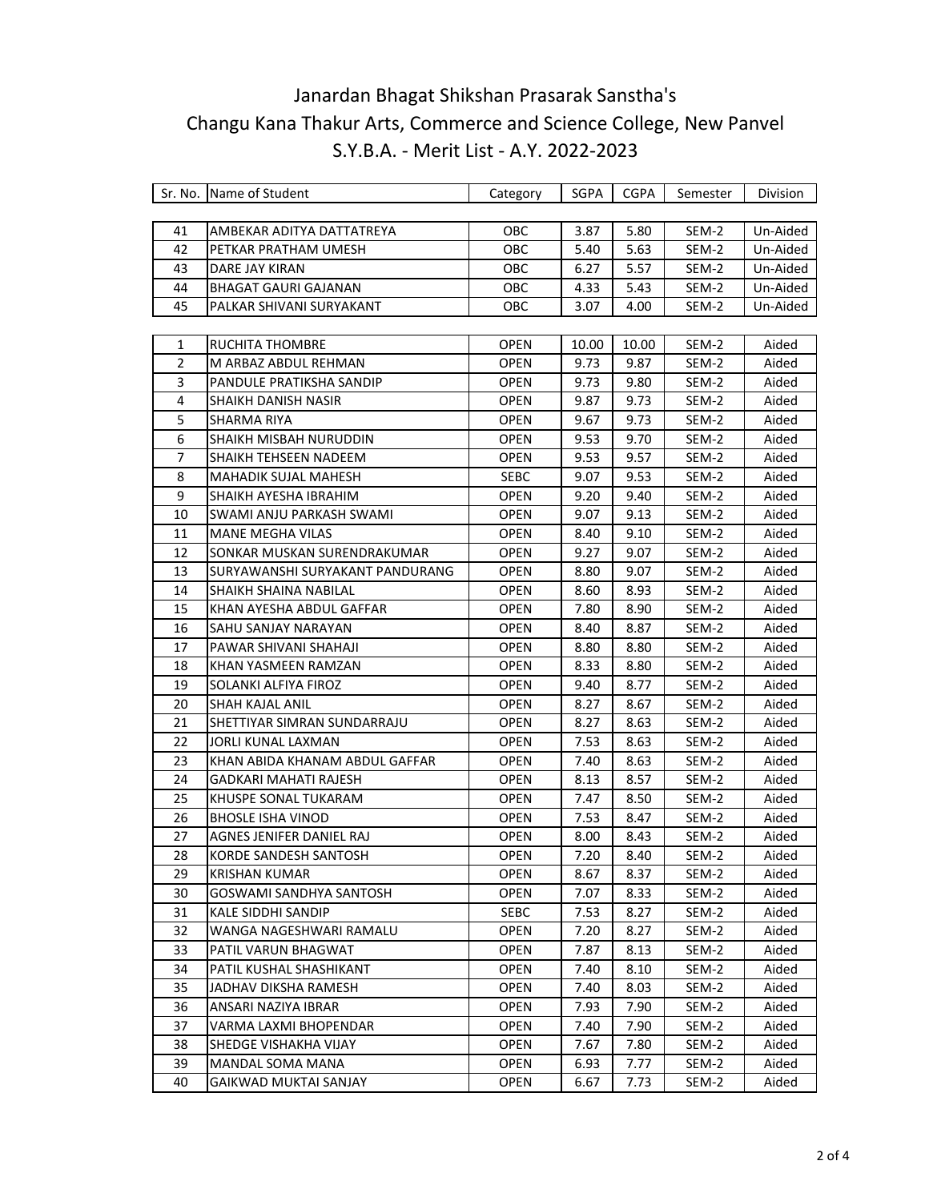# Janardan Bhagat Shikshan Prasarak Sanstha's
# Changu Kana Thakur Arts, Commerce and Science College, New Panvel
## S.Y.B.A. - Merit List - A.Y. 2022-2023

| Sr. No. | Name of Student | Category | SGPA | CGPA | Semester | Division |
|---|---|---|---|---|---|---|
| 41 | AMBEKAR ADITYA DATTATREYA | OBC | 3.87 | 5.80 | SEM-2 | Un-Aided |
| 42 | PETKAR PRATHAM UMESH | OBC | 5.40 | 5.63 | SEM-2 | Un-Aided |
| 43 | DARE JAY KIRAN | OBC | 6.27 | 5.57 | SEM-2 | Un-Aided |
| 44 | BHAGAT GAURI GAJANAN | OBC | 4.33 | 5.43 | SEM-2 | Un-Aided |
| 45 | PALKAR SHIVANI SURYAKANT | OBC | 3.07 | 4.00 | SEM-2 | Un-Aided |

| Sr. No. | Name of Student | Category | SGPA | CGPA | Semester | Division |
|---|---|---|---|---|---|---|
| 1 | RUCHITA THOMBRE | OPEN | 10.00 | 10.00 | SEM-2 | Aided |
| 2 | M ARBAZ ABDUL REHMAN | OPEN | 9.73 | 9.87 | SEM-2 | Aided |
| 3 | PANDULE PRATIKSHA SANDIP | OPEN | 9.73 | 9.80 | SEM-2 | Aided |
| 4 | SHAIKH DANISH NASIR | OPEN | 9.87 | 9.73 | SEM-2 | Aided |
| 5 | SHARMA RIYA | OPEN | 9.67 | 9.73 | SEM-2 | Aided |
| 6 | SHAIKH MISBAH NURUDDIN | OPEN | 9.53 | 9.70 | SEM-2 | Aided |
| 7 | SHAIKH TEHSEEN NADEEM | OPEN | 9.53 | 9.57 | SEM-2 | Aided |
| 8 | MAHADIK SUJAL MAHESH | SEBC | 9.07 | 9.53 | SEM-2 | Aided |
| 9 | SHAIKH AYESHA IBRAHIM | OPEN | 9.20 | 9.40 | SEM-2 | Aided |
| 10 | SWAMI ANJU PARKASH SWAMI | OPEN | 9.07 | 9.13 | SEM-2 | Aided |
| 11 | MANE MEGHA VILAS | OPEN | 8.40 | 9.10 | SEM-2 | Aided |
| 12 | SONKAR MUSKAN SURENDRAKUMAR | OPEN | 9.27 | 9.07 | SEM-2 | Aided |
| 13 | SURYAWANSHI SURYAKANT PANDURANG | OPEN | 8.80 | 9.07 | SEM-2 | Aided |
| 14 | SHAIKH SHAINA NABILAL | OPEN | 8.60 | 8.93 | SEM-2 | Aided |
| 15 | KHAN AYESHA ABDUL GAFFAR | OPEN | 7.80 | 8.90 | SEM-2 | Aided |
| 16 | SAHU SANJAY NARAYAN | OPEN | 8.40 | 8.87 | SEM-2 | Aided |
| 17 | PAWAR SHIVANI SHAHAJI | OPEN | 8.80 | 8.80 | SEM-2 | Aided |
| 18 | KHAN YASMEEN RAMZAN | OPEN | 8.33 | 8.80 | SEM-2 | Aided |
| 19 | SOLANKI ALFIYA FIROZ | OPEN | 9.40 | 8.77 | SEM-2 | Aided |
| 20 | SHAH KAJAL ANIL | OPEN | 8.27 | 8.67 | SEM-2 | Aided |
| 21 | SHETTIYAR SIMRAN SUNDARRAJU | OPEN | 8.27 | 8.63 | SEM-2 | Aided |
| 22 | JORLI KUNAL LAXMAN | OPEN | 7.53 | 8.63 | SEM-2 | Aided |
| 23 | KHAN ABIDA KHANAM ABDUL GAFFAR | OPEN | 7.40 | 8.63 | SEM-2 | Aided |
| 24 | GADKARI MAHATI RAJESH | OPEN | 8.13 | 8.57 | SEM-2 | Aided |
| 25 | KHUSPE SONAL TUKARAM | OPEN | 7.47 | 8.50 | SEM-2 | Aided |
| 26 | BHOSLE ISHA VINOD | OPEN | 7.53 | 8.47 | SEM-2 | Aided |
| 27 | AGNES JENIFER DANIEL RAJ | OPEN | 8.00 | 8.43 | SEM-2 | Aided |
| 28 | KORDE SANDESH SANTOSH | OPEN | 7.20 | 8.40 | SEM-2 | Aided |
| 29 | KRISHAN KUMAR | OPEN | 8.67 | 8.37 | SEM-2 | Aided |
| 30 | GOSWAMI SANDHYA SANTOSH | OPEN | 7.07 | 8.33 | SEM-2 | Aided |
| 31 | KALE SIDDHI SANDIP | SEBC | 7.53 | 8.27 | SEM-2 | Aided |
| 32 | WANGA NAGESHWARI RAMALU | OPEN | 7.20 | 8.27 | SEM-2 | Aided |
| 33 | PATIL VARUN BHAGWAT | OPEN | 7.87 | 8.13 | SEM-2 | Aided |
| 34 | PATIL KUSHAL SHASHIKANT | OPEN | 7.40 | 8.10 | SEM-2 | Aided |
| 35 | JADHAV DIKSHA RAMESH | OPEN | 7.40 | 8.03 | SEM-2 | Aided |
| 36 | ANSARI NAZIYA IBRAR | OPEN | 7.93 | 7.90 | SEM-2 | Aided |
| 37 | VARMA LAXMI BHOPENDAR | OPEN | 7.40 | 7.90 | SEM-2 | Aided |
| 38 | SHEDGE VISHAKHA VIJAY | OPEN | 7.67 | 7.80 | SEM-2 | Aided |
| 39 | MANDAL SOMA MANA | OPEN | 6.93 | 7.77 | SEM-2 | Aided |
| 40 | GAIKWAD MUKTAI SANJAY | OPEN | 6.67 | 7.73 | SEM-2 | Aided |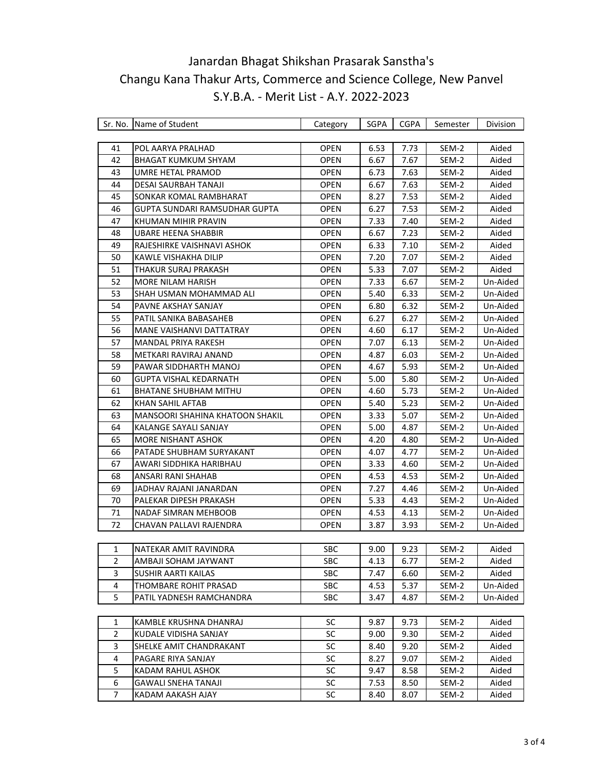# Janardan Bhagat Shikshan Prasarak Sanstha's

## Changu Kana Thakur Arts, Commerce and Science College, New Panvel

### S.Y.B.A. - Merit List - A.Y. 2022-2023

| Sr. No. | Name of Student | Category | SGPA | CGPA | Semester | Division |
|---|---|---|---|---|---|---|
| 41 | POL AARYA PRALHAD | OPEN | 6.53 | 7.73 | SEM-2 | Aided |
| 42 | BHAGAT KUMKUM SHYAM | OPEN | 6.67 | 7.67 | SEM-2 | Aided |
| 43 | UMRE HETAL PRAMOD | OPEN | 6.73 | 7.63 | SEM-2 | Aided |
| 44 | DESAI SAURBAH TANAJI | OPEN | 6.67 | 7.63 | SEM-2 | Aided |
| 45 | SONKAR KOMAL RAMBHARAT | OPEN | 8.27 | 7.53 | SEM-2 | Aided |
| 46 | GUPTA SUNDARI RAMSUDHAR GUPTA | OPEN | 6.27 | 7.53 | SEM-2 | Aided |
| 47 | KHUMAN MIHIR PRAVIN | OPEN | 7.33 | 7.40 | SEM-2 | Aided |
| 48 | UBARE HEENA SHABBIR | OPEN | 6.67 | 7.23 | SEM-2 | Aided |
| 49 | RAJESHIRKE VAISHNAVI ASHOK | OPEN | 6.33 | 7.10 | SEM-2 | Aided |
| 50 | KAWLE VISHAKHA DILIP | OPEN | 7.20 | 7.07 | SEM-2 | Aided |
| 51 | THAKUR SURAJ PRAKASH | OPEN | 5.33 | 7.07 | SEM-2 | Aided |
| 52 | MORE NILAM HARISH | OPEN | 7.33 | 6.67 | SEM-2 | Un-Aided |
| 53 | SHAH USMAN MOHAMMAD ALI | OPEN | 5.40 | 6.33 | SEM-2 | Un-Aided |
| 54 | PAVNE AKSHAY SANJAY | OPEN | 6.80 | 6.32 | SEM-2 | Un-Aided |
| 55 | PATIL SANIKA BABASAHEB | OPEN | 6.27 | 6.27 | SEM-2 | Un-Aided |
| 56 | MANE VAISHANVI DATTATRAY | OPEN | 4.60 | 6.17 | SEM-2 | Un-Aided |
| 57 | MANDAL PRIYA RAKESH | OPEN | 7.07 | 6.13 | SEM-2 | Un-Aided |
| 58 | METKARI RAVIRAJ ANAND | OPEN | 4.87 | 6.03 | SEM-2 | Un-Aided |
| 59 | PAWAR SIDDHARTH MANOJ | OPEN | 4.67 | 5.93 | SEM-2 | Un-Aided |
| 60 | GUPTA VISHAL KEDARNATH | OPEN | 5.00 | 5.80 | SEM-2 | Un-Aided |
| 61 | BHATANE SHUBHAM MITHU | OPEN | 4.60 | 5.73 | SEM-2 | Un-Aided |
| 62 | KHAN SAHIL AFTAB | OPEN | 5.40 | 5.23 | SEM-2 | Un-Aided |
| 63 | MANSOORI SHAHINA KHATOON SHAKIL | OPEN | 3.33 | 5.07 | SEM-2 | Un-Aided |
| 64 | KALANGE SAYALI SANJAY | OPEN | 5.00 | 4.87 | SEM-2 | Un-Aided |
| 65 | MORE NISHANT ASHOK | OPEN | 4.20 | 4.80 | SEM-2 | Un-Aided |
| 66 | PATADE SHUBHAM SURYAKANT | OPEN | 4.07 | 4.77 | SEM-2 | Un-Aided |
| 67 | AWARI SIDDHIKA HARIBHAU | OPEN | 3.33 | 4.60 | SEM-2 | Un-Aided |
| 68 | ANSARI RANI SHAHAB | OPEN | 4.53 | 4.53 | SEM-2 | Un-Aided |
| 69 | JADHAV RAJANI JANARDAN | OPEN | 7.27 | 4.46 | SEM-2 | Un-Aided |
| 70 | PALEKAR DIPESH PRAKASH | OPEN | 5.33 | 4.43 | SEM-2 | Un-Aided |
| 71 | NADAF SIMRAN MEHBOOB | OPEN | 4.53 | 4.13 | SEM-2 | Un-Aided |
| 72 | CHAVAN PALLAVI RAJENDRA | OPEN | 3.87 | 3.93 | SEM-2 | Un-Aided |
| 1 | NATEKAR AMIT RAVINDRA | SBC | 9.00 | 9.23 | SEM-2 | Aided |
| 2 | AMBAJI SOHAM JAYWANT | SBC | 4.13 | 6.77 | SEM-2 | Aided |
| 3 | SUSHIR AARTI KAILAS | SBC | 7.47 | 6.60 | SEM-2 | Aided |
| 4 | THOMBARE ROHIT PRASAD | SBC | 4.53 | 5.37 | SEM-2 | Un-Aided |
| 5 | PATIL YADNESH RAMCHANDRA | SBC | 3.47 | 4.87 | SEM-2 | Un-Aided |
| 1 | KAMBLE KRUSHNA DHANRAJ | SC | 9.87 | 9.73 | SEM-2 | Aided |
| 2 | KUDALE VIDISHA SANJAY | SC | 9.00 | 9.30 | SEM-2 | Aided |
| 3 | SHELKE AMIT CHANDRAKANT | SC | 8.40 | 9.20 | SEM-2 | Aided |
| 4 | PAGARE RIYA SANJAY | SC | 8.27 | 9.07 | SEM-2 | Aided |
| 5 | KADAM RAHUL ASHOK | SC | 9.47 | 8.58 | SEM-2 | Aided |
| 6 | GAWALI SNEHA TANAJI | SC | 7.53 | 8.50 | SEM-2 | Aided |
| 7 | KADAM AAKASH AJAY | SC | 8.40 | 8.07 | SEM-2 | Aided |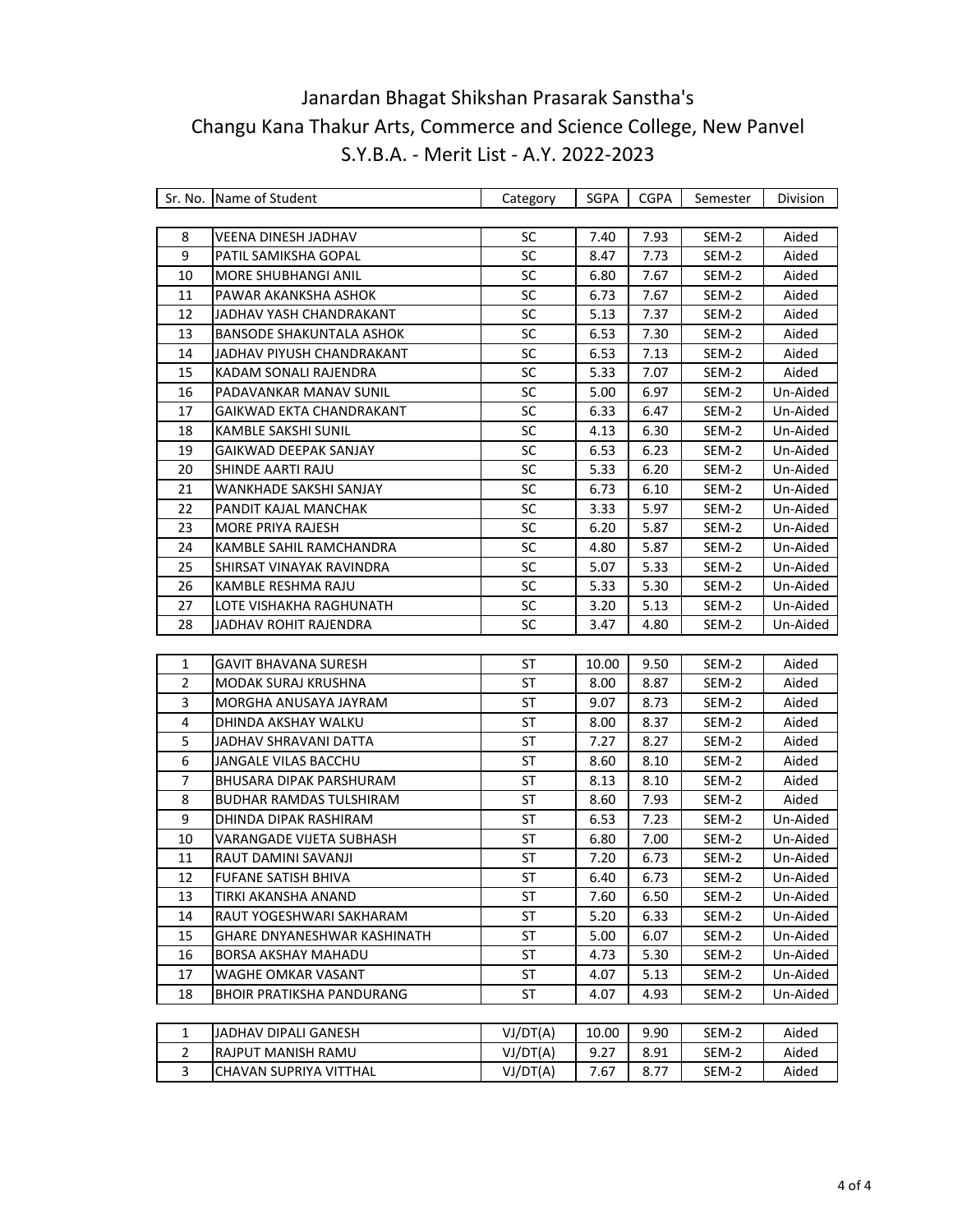# Janardan Bhagat Shikshan Prasarak Sanstha's
# Changu Kana Thakur Arts, Commerce and Science College, New Panvel
## S.Y.B.A. - Merit List - A.Y. 2022-2023

| Sr. No. | Name of Student | Category | SGPA | CGPA | Semester | Division |
|---|---|---|---|---|---|---|
| 8 | VEENA DINESH JADHAV | SC | 7.40 | 7.93 | SEM-2 | Aided |
| 9 | PATIL SAMIKSHA GOPAL | SC | 8.47 | 7.73 | SEM-2 | Aided |
| 10 | MORE SHUBHANGI ANIL | SC | 6.80 | 7.67 | SEM-2 | Aided |
| 11 | PAWAR AKANKSHA ASHOK | SC | 6.73 | 7.67 | SEM-2 | Aided |
| 12 | JADHAV YASH CHANDRAKANT | SC | 5.13 | 7.37 | SEM-2 | Aided |
| 13 | BANSODE SHAKUNTALA ASHOK | SC | 6.53 | 7.30 | SEM-2 | Aided |
| 14 | JADHAV PIYUSH CHANDRAKANT | SC | 6.53 | 7.13 | SEM-2 | Aided |
| 15 | KADAM SONALI RAJENDRA | SC | 5.33 | 7.07 | SEM-2 | Aided |
| 16 | PADAVANKAR MANAV SUNIL | SC | 5.00 | 6.97 | SEM-2 | Un-Aided |
| 17 | GAIKWAD EKTA CHANDRAKANT | SC | 6.33 | 6.47 | SEM-2 | Un-Aided |
| 18 | KAMBLE SAKSHI SUNIL | SC | 4.13 | 6.30 | SEM-2 | Un-Aided |
| 19 | GAIKWAD DEEPAK SANJAY | SC | 6.53 | 6.23 | SEM-2 | Un-Aided |
| 20 | SHINDE AARTI RAJU | SC | 5.33 | 6.20 | SEM-2 | Un-Aided |
| 21 | WANKHADE SAKSHI SANJAY | SC | 6.73 | 6.10 | SEM-2 | Un-Aided |
| 22 | PANDIT KAJAL MANCHAK | SC | 3.33 | 5.97 | SEM-2 | Un-Aided |
| 23 | MORE PRIYA RAJESH | SC | 6.20 | 5.87 | SEM-2 | Un-Aided |
| 24 | KAMBLE SAHIL RAMCHANDRA | SC | 4.80 | 5.87 | SEM-2 | Un-Aided |
| 25 | SHIRSAT VINAYAK RAVINDRA | SC | 5.07 | 5.33 | SEM-2 | Un-Aided |
| 26 | KAMBLE RESHMA RAJU | SC | 5.33 | 5.30 | SEM-2 | Un-Aided |
| 27 | LOTE VISHAKHA RAGHUNATH | SC | 3.20 | 5.13 | SEM-2 | Un-Aided |
| 28 | JADHAV ROHIT RAJENDRA | SC | 3.47 | 4.80 | SEM-2 | Un-Aided |
| 1 | GAVIT BHAVANA SURESH | ST | 10.00 | 9.50 | SEM-2 | Aided |
| 2 | MODAK SURAJ KRUSHNA | ST | 8.00 | 8.87 | SEM-2 | Aided |
| 3 | MORGHA ANUSAYA JAYRAM | ST | 9.07 | 8.73 | SEM-2 | Aided |
| 4 | DHINDA AKSHAY WALKU | ST | 8.00 | 8.37 | SEM-2 | Aided |
| 5 | JADHAV SHRAVANI DATTA | ST | 7.27 | 8.27 | SEM-2 | Aided |
| 6 | JANGALE VILAS BACCHU | ST | 8.60 | 8.10 | SEM-2 | Aided |
| 7 | BHUSARA DIPAK PARSHURAM | ST | 8.13 | 8.10 | SEM-2 | Aided |
| 8 | BUDHAR RAMDAS TULSHIRAM | ST | 8.60 | 7.93 | SEM-2 | Aided |
| 9 | DHINDA DIPAK RASHIRAM | ST | 6.53 | 7.23 | SEM-2 | Un-Aided |
| 10 | VARANGADE VIJETA SUBHASH | ST | 6.80 | 7.00 | SEM-2 | Un-Aided |
| 11 | RAUT DAMINI SAVANJI | ST | 7.20 | 6.73 | SEM-2 | Un-Aided |
| 12 | FUFANE SATISH BHIVA | ST | 6.40 | 6.73 | SEM-2 | Un-Aided |
| 13 | TIRKI AKANSHA ANAND | ST | 7.60 | 6.50 | SEM-2 | Un-Aided |
| 14 | RAUT YOGESHWARI SAKHARAM | ST | 5.20 | 6.33 | SEM-2 | Un-Aided |
| 15 | GHARE DNYANESHWAR KASHINATH | ST | 5.00 | 6.07 | SEM-2 | Un-Aided |
| 16 | BORSA AKSHAY MAHADU | ST | 4.73 | 5.30 | SEM-2 | Un-Aided |
| 17 | WAGHE OMKAR VASANT | ST | 4.07 | 5.13 | SEM-2 | Un-Aided |
| 18 | BHOIR PRATIKSHA PANDURANG | ST | 4.07 | 4.93 | SEM-2 | Un-Aided |
| 1 | JADHAV DIPALI GANESH | VJ/DT(A) | 10.00 | 9.90 | SEM-2 | Aided |
| 2 | RAJPUT MANISH RAMU | VJ/DT(A) | 9.27 | 8.91 | SEM-2 | Aided |
| 3 | CHAVAN SUPRIYA VITTHAL | VJ/DT(A) | 7.67 | 8.77 | SEM-2 | Aided |